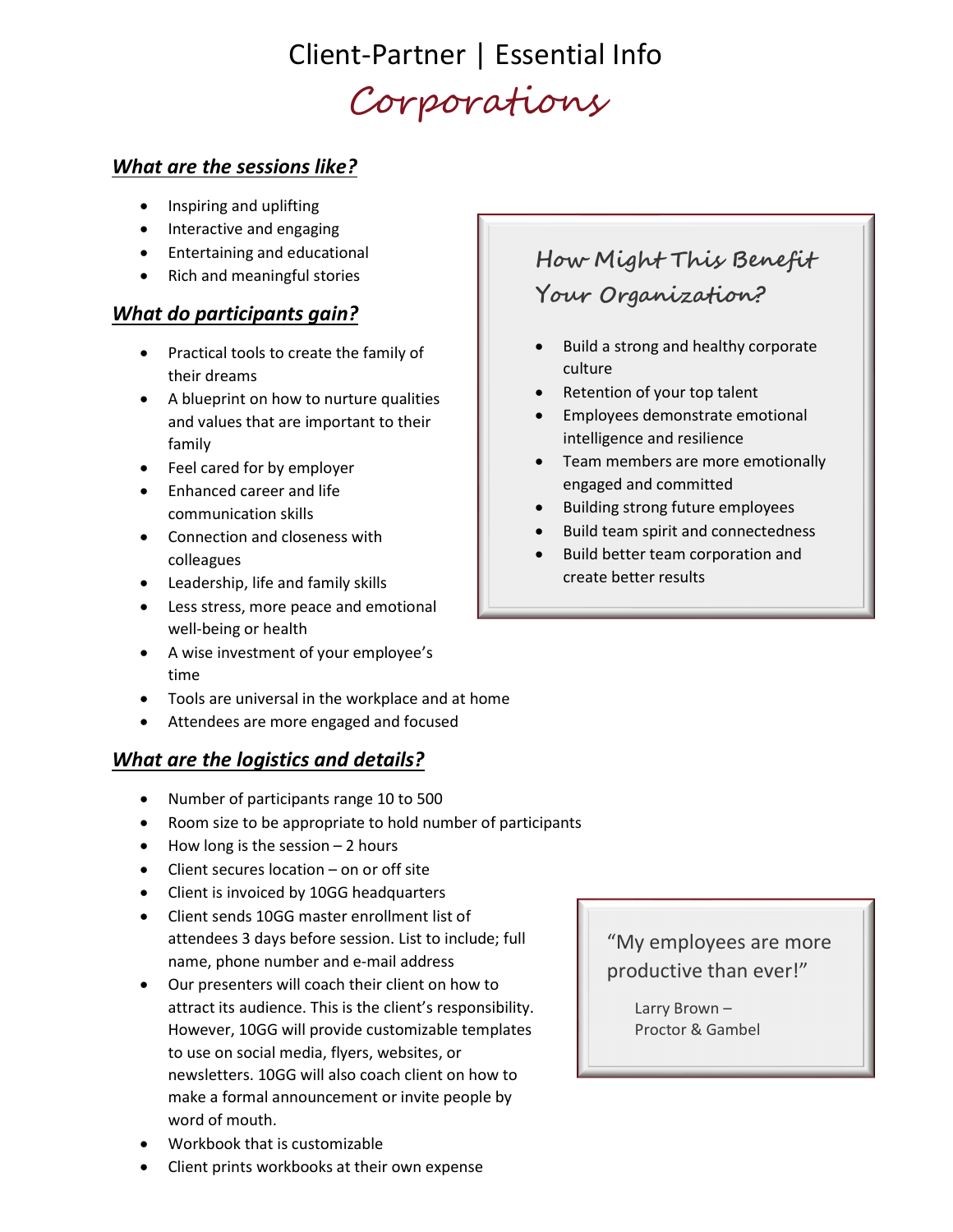# Client-Partner | Essential Info

## Corporations

### *What are the sessions like?*

- Inspiring and uplifting
- Interactive and engaging
- Entertaining and educational
- Rich and meaningful stories

### *What do participants gain?*

- Practical tools to create the family of their dreams
- A blueprint on how to nurture qualities and values that are important to their family
- Feel cared for by employer
- Enhanced career and life communication skills
- Connection and closeness with colleagues
- Leadership, life and family skills
- Less stress, more peace and emotional well-being or health
- A wise investment of your employee's time
- Tools are universal in the workplace and at home
- Attendees are more engaged and focused

### How Might This Benefit Your Organization?

- Build a strong and healthy corporate culture
- Retention of your top talent
- Employees demonstrate emotional intelligence and resilience
- Team members are more emotionally engaged and committed
- Building strong future employees
- Build team spirit and connectedness
- Build better team corporation and create better results

### *What are the logistics and details?*

- Number of participants range 10 to 500
- Room size to be appropriate to hold number of participants
- How long is the session – 2 hours
- Client secures location – on or off site
- Client is invoiced by 10GG headquarters
- Client sends 10GG master enrollment list of attendees 3 days before session. List to include; full name, phone number and e-mail address
- Our presenters will coach their client on how to attract its audience. This is the client's responsibility. However, 10GG will provide customizable templates to use on social media, flyers, websites, or newsletters. 10GG will also coach client on how to make a formal announcement or invite people by word of mouth.
- Workbook that is customizable
- Client prints workbooks at their own expense

> "My employees are more productive than ever!"
>
> Larry Brown –
> Proctor & Gambel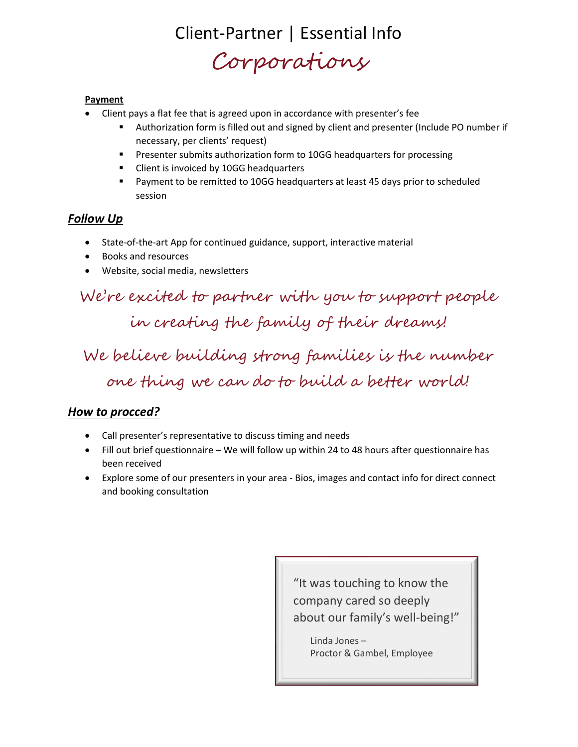# Client-Partner | Essential Info

## *Corporations*

**Payment**

- Client pays a flat fee that is agreed upon in accordance with presenter's fee
  - Authorization form is filled out and signed by client and presenter (Include PO number if necessary, per clients' request)
  - Presenter submits authorization form to 10GG headquarters for processing
  - Client is invoiced by 10GG headquarters
  - Payment to be remitted to 10GG headquarters at least 45 days prior to scheduled session

### ***Follow Up***

- State-of-the-art App for continued guidance, support, interactive material
- Books and resources
- Website, social media, newsletters

*We're excited to partner with you to support people in creating the family of their dreams!*

*We believe building strong families is the number one thing we can do to build a better world!*

### ***How to procced?***

- Call presenter's representative to discuss timing and needs
- Fill out brief questionnaire – We will follow up within 24 to 48 hours after questionnaire has been received
- Explore some of our presenters in your area - Bios, images and contact info for direct connect and booking consultation

> "It was touching to know the company cared so deeply about our family's well-being!"
>
> Linda Jones –
> Proctor & Gambel, Employee